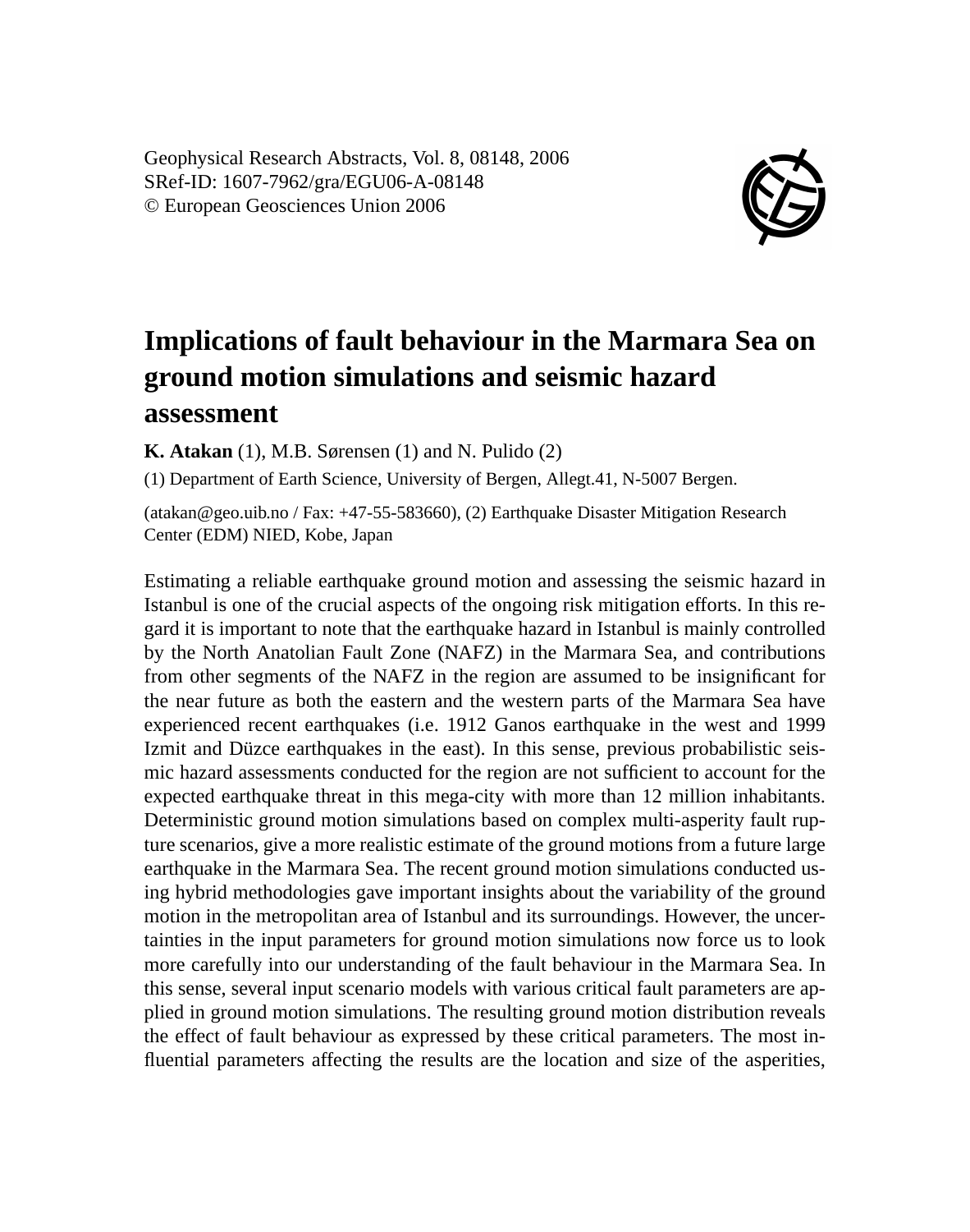Geophysical Research Abstracts, Vol. 8, 08148, 2006
SRef-ID: 1607-7962/gra/EGU06-A-08148
© European Geosciences Union 2006

# Implications of fault behaviour in the Marmara Sea on ground motion simulations and seismic hazard assessment

**K. Atakan** (1), M.B. Sørensen (1) and N. Pulido (2)

(1) Department of Earth Science, University of Bergen, Allegt.41, N-5007 Bergen.

(atakan@geo.uib.no / Fax: +47-55-583660), (2) Earthquake Disaster Mitigation Research Center (EDM) NIED, Kobe, Japan

Estimating a reliable earthquake ground motion and assessing the seismic hazard in Istanbul is one of the crucial aspects of the ongoing risk mitigation efforts. In this regard it is important to note that the earthquake hazard in Istanbul is mainly controlled by the North Anatolian Fault Zone (NAFZ) in the Marmara Sea, and contributions from other segments of the NAFZ in the region are assumed to be insignificant for the near future as both the eastern and the western parts of the Marmara Sea have experienced recent earthquakes (i.e. 1912 Ganos earthquake in the west and 1999 Izmit and Düzce earthquakes in the east). In this sense, previous probabilistic seismic hazard assessments conducted for the region are not sufficient to account for the expected earthquake threat in this mega-city with more than 12 million inhabitants. Deterministic ground motion simulations based on complex multi-asperity fault rupture scenarios, give a more realistic estimate of the ground motions from a future large earthquake in the Marmara Sea. The recent ground motion simulations conducted using hybrid methodologies gave important insights about the variability of the ground motion in the metropolitan area of Istanbul and its surroundings. However, the uncertainties in the input parameters for ground motion simulations now force us to look more carefully into our understanding of the fault behaviour in the Marmara Sea. In this sense, several input scenario models with various critical fault parameters are applied in ground motion simulations. The resulting ground motion distribution reveals the effect of fault behaviour as expressed by these critical parameters. The most influential parameters affecting the results are the location and size of the asperities,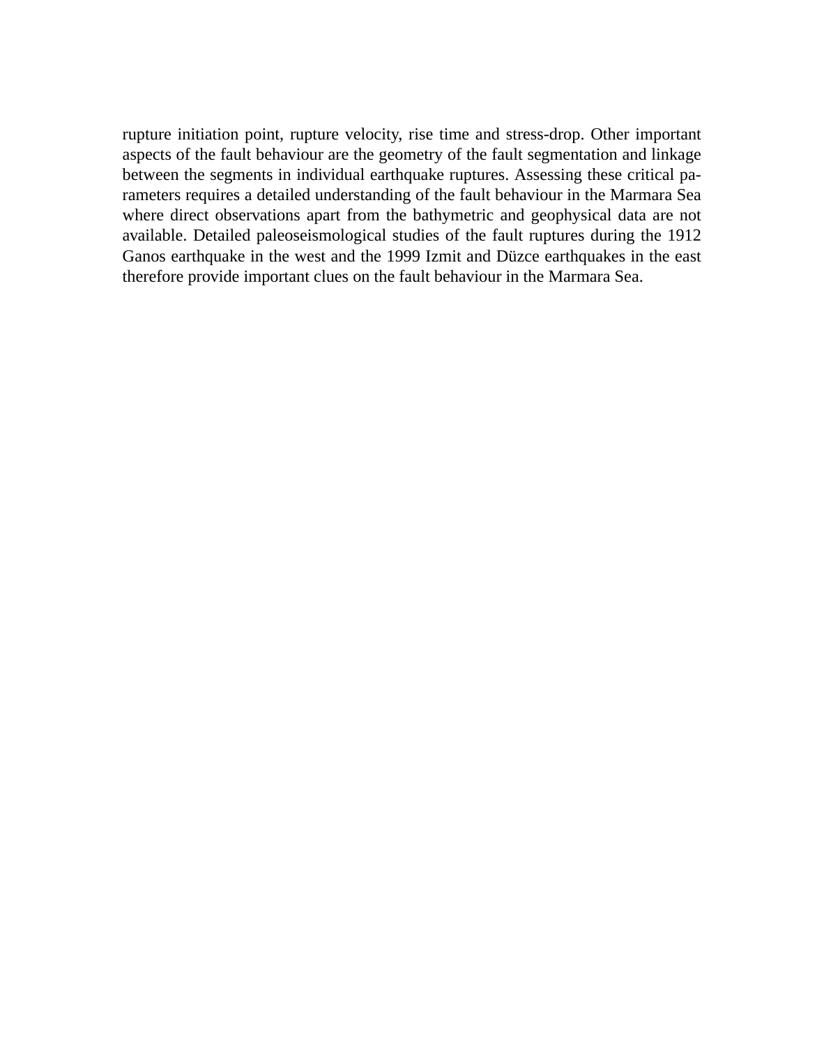rupture initiation point, rupture velocity, rise time and stress-drop. Other important aspects of the fault behaviour are the geometry of the fault segmentation and linkage between the segments in individual earthquake ruptures. Assessing these critical parameters requires a detailed understanding of the fault behaviour in the Marmara Sea where direct observations apart from the bathymetric and geophysical data are not available. Detailed paleoseismological studies of the fault ruptures during the 1912 Ganos earthquake in the west and the 1999 Izmit and Düzce earthquakes in the east therefore provide important clues on the fault behaviour in the Marmara Sea.